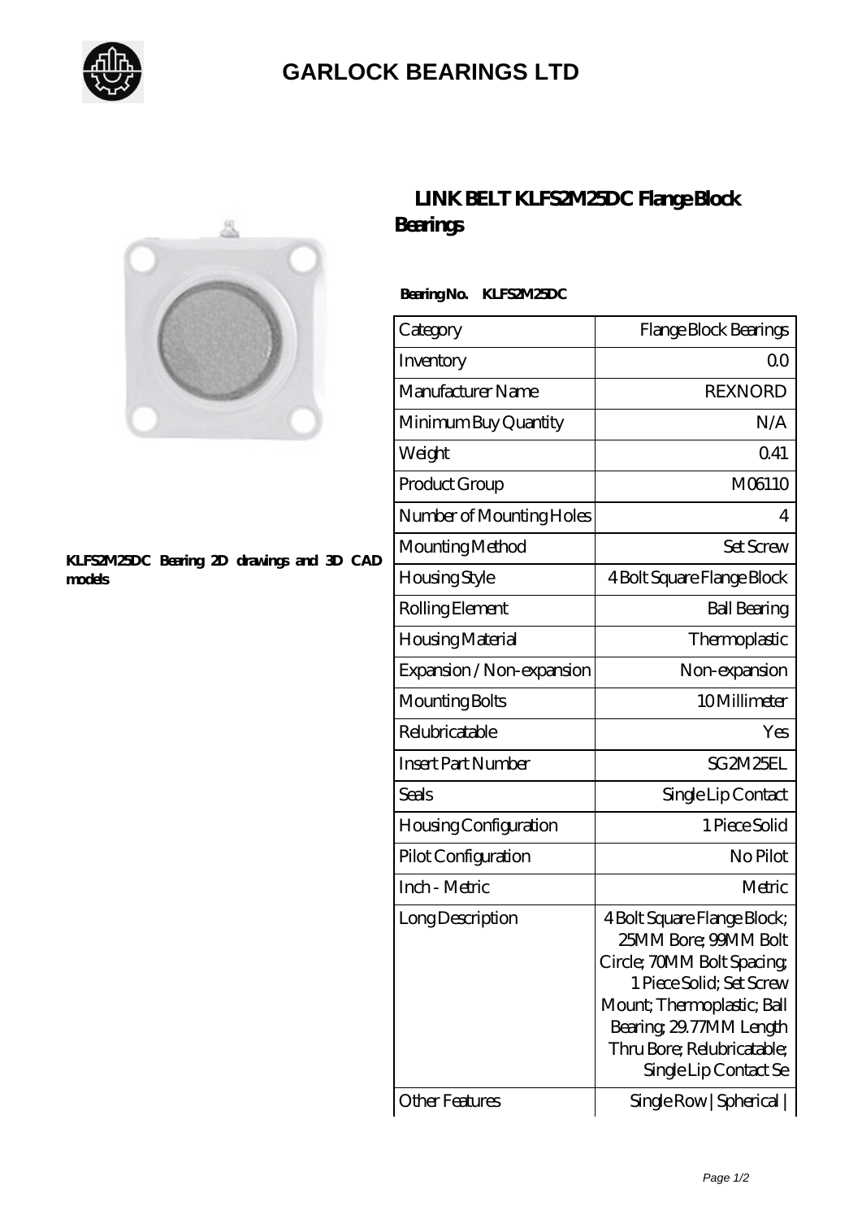# GARLOCK BEARINGS LTD

## LINK BELT KLFS2M25DC Flange Block Bearings

KLFS2M25DC Bearing 2D drawings and 3D CAD models

**Bearing No. KLFS2M25DC**

| Category | Flange Block Bearings |
|---|---|
| Inventory | 0.0 |
| Manufacturer Name | REXNORD |
| Minimum Buy Quantity | N/A |
| Weight | 0.41 |
| Product Group | M06110 |
| Number of Mounting Holes | 4 |
| Mounting Method | Set Screw |
| Housing Style | 4 Bolt Square Flange Block |
| Rolling Element | Ball Bearing |
| Housing Material | Thermoplastic |
| Expansion / Non-expansion | Non-expansion |
| Mounting Bolts | 10 Millimeter |
| Relubricatable | Yes |
| Insert Part Number | SG2M25EL |
| Seals | Single Lip Contact |
| Housing Configuration | 1 Piece Solid |
| Pilot Configuration | No Pilot |
| Inch - Metric | Metric |
| Long Description | 4 Bolt Square Flange Block; 25MM Bore; 99MM Bolt Circle; 70MM Bolt Spacing; 1 Piece Solid; Set Screw Mount; Thermoplastic; Ball Bearing; 29.77MM Length Thru Bore; Relubricatable; Single Lip Contact Se |
| Other Features | Single Row \| Spherical \| |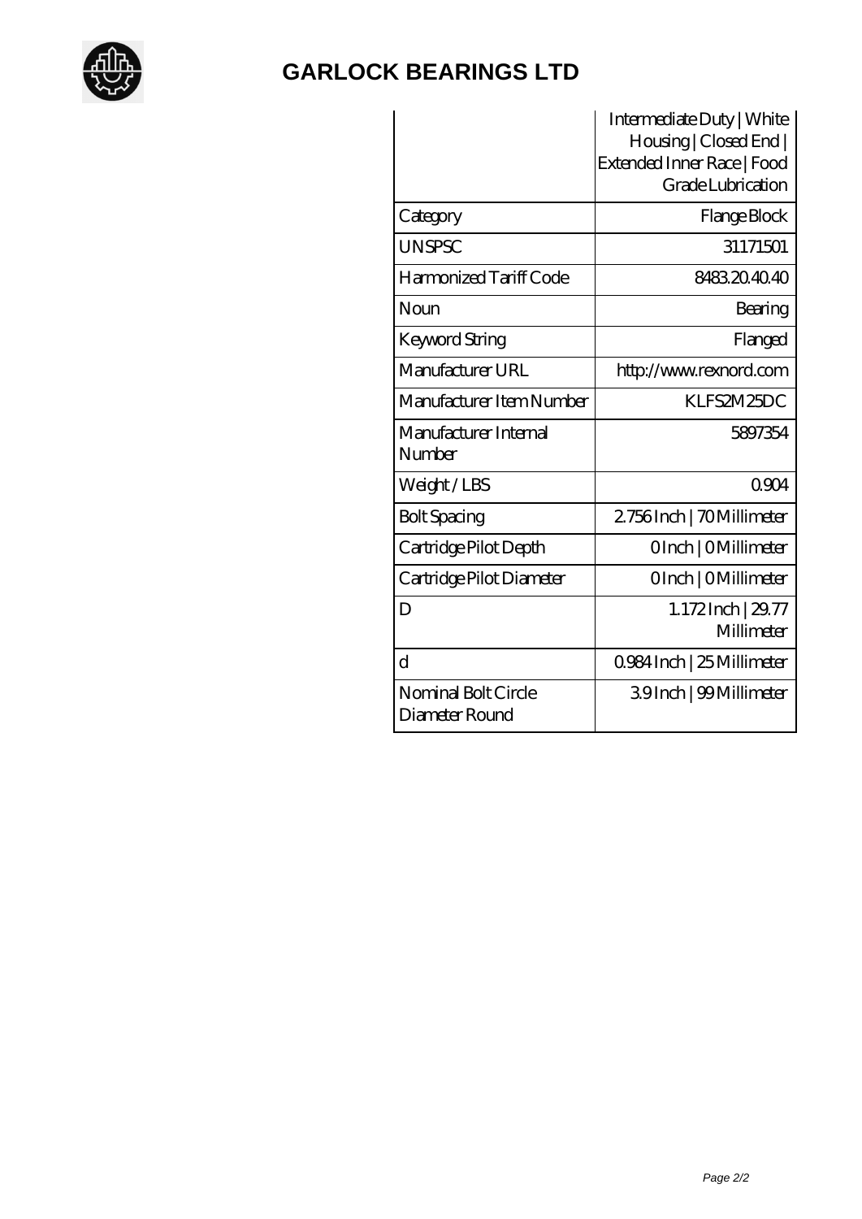# GARLOCK BEARINGS LTD

| | |
|---|---|
| | Intermediate Duty \| White Housing \| Closed End \| Extended Inner Race \| Food Grade Lubrication |
| Category | Flange Block |
| UNSPSC | 31171501 |
| Harmonized Tariff Code | 8483.20.40.40 |
| Noun | Bearing |
| Keyword String | Flanged |
| Manufacturer URL | http://www.rexnord.com |
| Manufacturer Item Number | KLFS2M25DC |
| Manufacturer Internal Number | 5897354 |
| Weight / LBS | 0.904 |
| Bolt Spacing | 2.756 Inch \| 70 Millimeter |
| Cartridge Pilot Depth | 0 Inch \| 0 Millimeter |
| Cartridge Pilot Diameter | 0 Inch \| 0 Millimeter |
| D | 1.172 Inch \| 29.77 Millimeter |
| d | 0.984 Inch \| 25 Millimeter |
| Nominal Bolt Circle Diameter Round | 3.9 Inch \| 99 Millimeter |